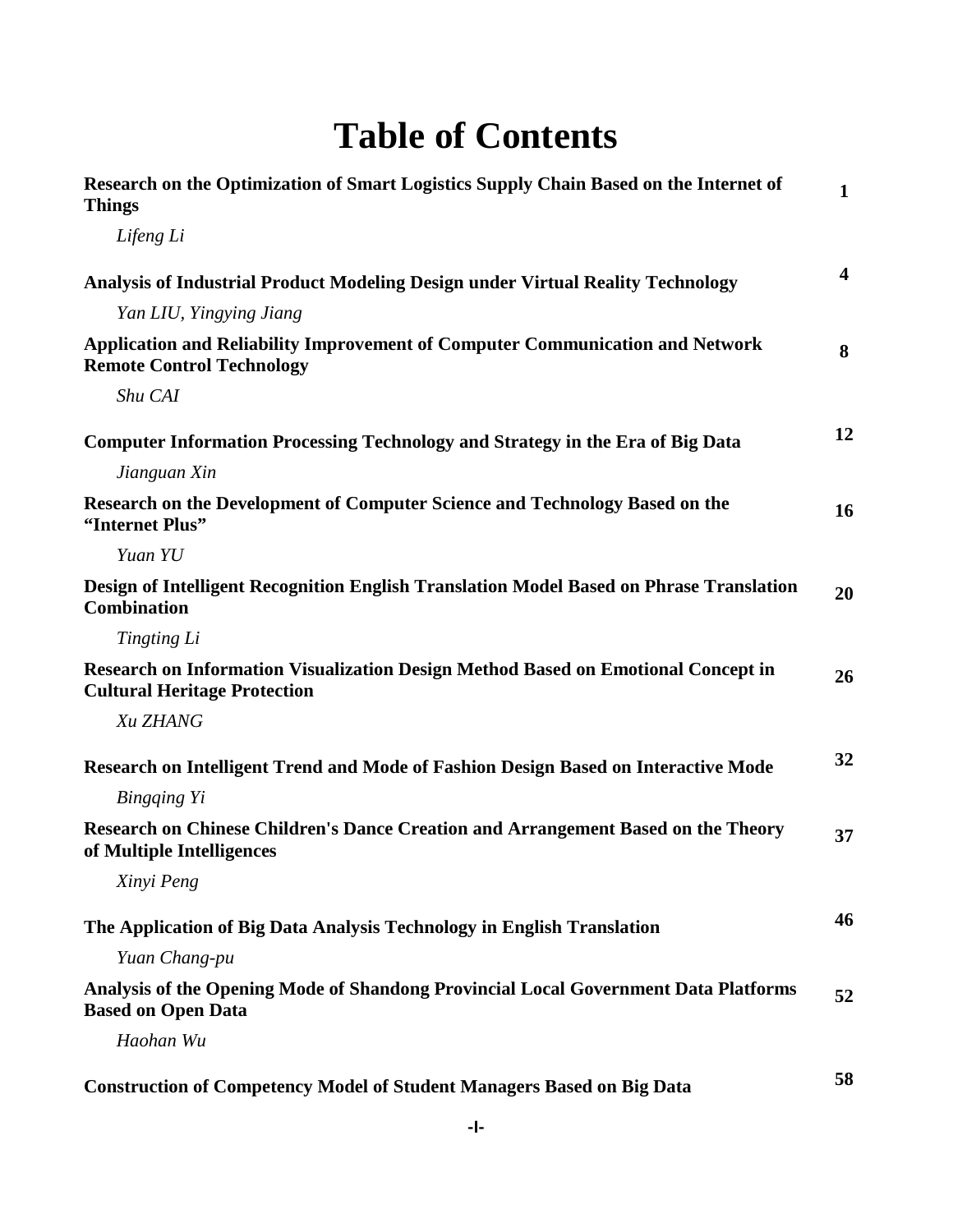# Table of Contents

**Research on the Optimization of Smart Logistics Supply Chain Based on the Internet of Things** **1**

*Lifeng Li*

**Analysis of Industrial Product Modeling Design under Virtual Reality Technology** **4**

*Yan LIU, Yingying Jiang*

**Application and Reliability Improvement of Computer Communication and Network Remote Control Technology** **8**

*Shu CAI*

**Computer Information Processing Technology and Strategy in the Era of Big Data** **12**

*Jianguan Xin*

**Research on the Development of Computer Science and Technology Based on the "Internet Plus"** **16**

*Yuan YU*

**Design of Intelligent Recognition English Translation Model Based on Phrase Translation Combination** **20**

*Tingting Li*

**Research on Information Visualization Design Method Based on Emotional Concept in Cultural Heritage Protection** **26**

*Xu ZHANG*

**Research on Intelligent Trend and Mode of Fashion Design Based on Interactive Mode** **32**

*Bingqing Yi*

**Research on Chinese Children's Dance Creation and Arrangement Based on the Theory of Multiple Intelligences** **37**

*Xinyi Peng*

**The Application of Big Data Analysis Technology in English Translation** **46**

*Yuan Chang-pu*

**Analysis of the Opening Mode of Shandong Provincial Local Government Data Platforms Based on Open Data** **52**

*Haohan Wu*

**Construction of Competency Model of Student Managers Based on Big Data** **58**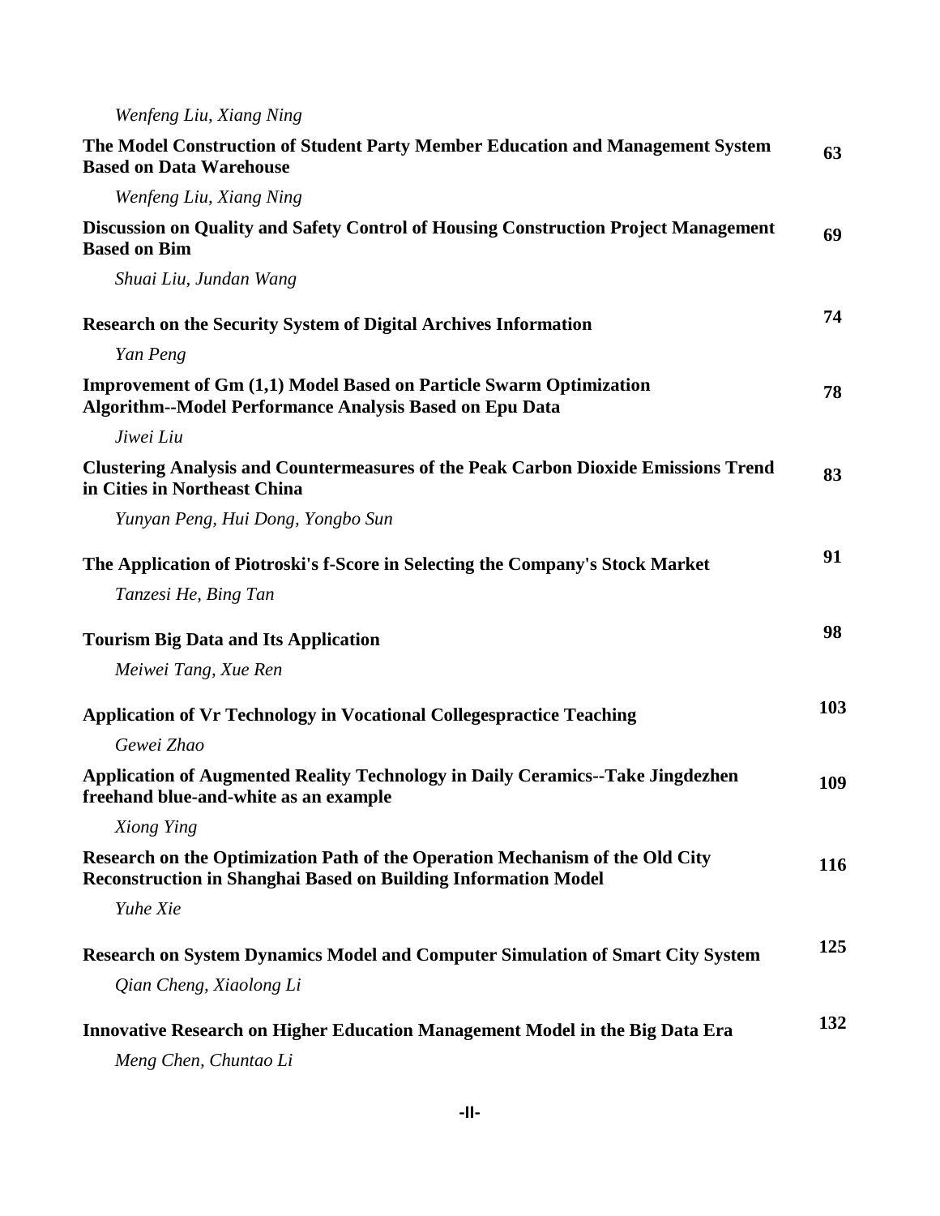*Wenfeng Liu, Xiang Ning*

**The Model Construction of Student Party Member Education and Management System Based on Data Warehouse** **63**

*Wenfeng Liu, Xiang Ning*

**Discussion on Quality and Safety Control of Housing Construction Project Management Based on Bim** **69**

*Shuai Liu, Jundan Wang*

**Research on the Security System of Digital Archives Information** **74**

*Yan Peng*

**Improvement of Gm (1,1) Model Based on Particle Swarm Optimization Algorithm--Model Performance Analysis Based on Epu Data** **78**

*Jiwei Liu*

**Clustering Analysis and Countermeasures of the Peak Carbon Dioxide Emissions Trend in Cities in Northeast China** **83**

*Yunyan Peng, Hui Dong, Yongbo Sun*

**The Application of Piotroski's f-Score in Selecting the Company's Stock Market** **91**

*Tanzesi He, Bing Tan*

**Tourism Big Data and Its Application** **98**

*Meiwei Tang, Xue Ren*

**Application of Vr Technology in Vocational Collegespractice Teaching** **103**

*Gewei Zhao*

**Application of Augmented Reality Technology in Daily Ceramics--Take Jingdezhen freehand blue-and-white as an example** **109**

*Xiong Ying*

**Research on the Optimization Path of the Operation Mechanism of the Old City Reconstruction in Shanghai Based on Building Information Model** **116**

*Yuhe Xie*

**Research on System Dynamics Model and Computer Simulation of Smart City System** **125**

*Qian Cheng, Xiaolong Li*

**Innovative Research on Higher Education Management Model in the Big Data Era** **132**

*Meng Chen, Chuntao Li*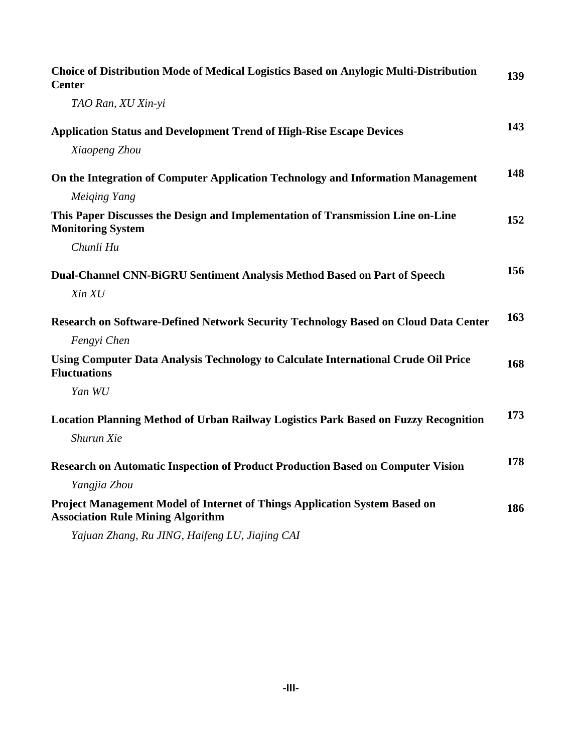**Choice of Distribution Mode of Medical Logistics Based on Anylogic Multi-Distribution Center** **139**

*TAO Ran, XU Xin-yi*

**Application Status and Development Trend of High-Rise Escape Devices** **143**

*Xiaopeng Zhou*

**On the Integration of Computer Application Technology and Information Management** **148**

*Meiqing Yang*

**This Paper Discusses the Design and Implementation of Transmission Line on-Line Monitoring System** **152**

*Chunli Hu*

**Dual-Channel CNN-BiGRU Sentiment Analysis Method Based on Part of Speech** **156**

*Xin XU*

**Research on Software-Defined Network Security Technology Based on Cloud Data Center** **163**

*Fengyi Chen*

**Using Computer Data Analysis Technology to Calculate International Crude Oil Price Fluctuations** **168**

*Yan WU*

**Location Planning Method of Urban Railway Logistics Park Based on Fuzzy Recognition** **173**

*Shurun Xie*

**Research on Automatic Inspection of Product Production Based on Computer Vision** **178**

*Yangjia Zhou*

**Project Management Model of Internet of Things Application System Based on Association Rule Mining Algorithm** **186**

*Yajuan Zhang, Ru JING, Haifeng LU, Jiajing CAI*